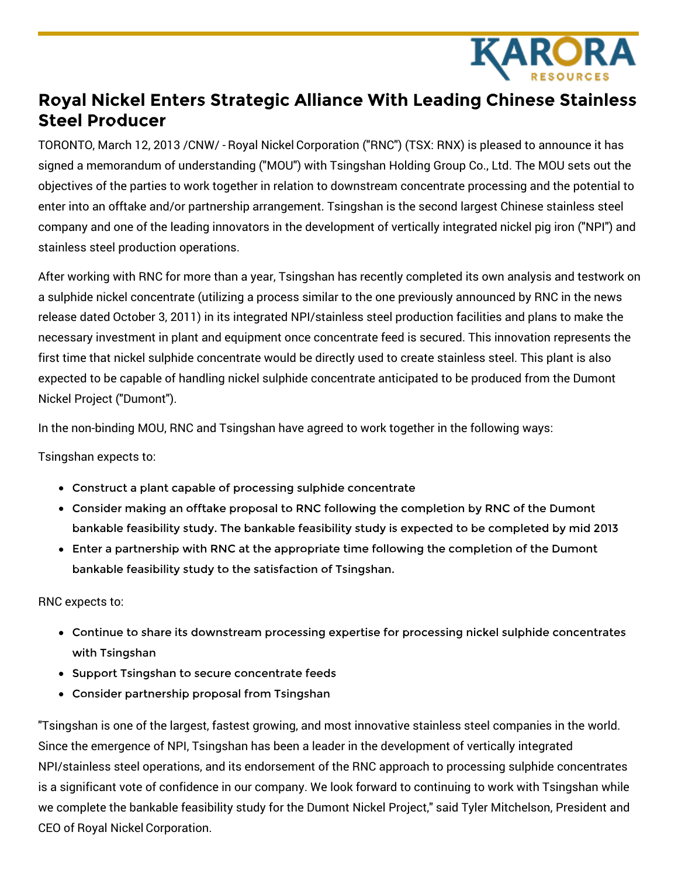# Royal Nickel Enters Strategic Alliance With Leading Chinese Stainless Steel Producer

TORONTO, March 12, 2013 /CNW/ - Royal Nickel Corporation ("RNC") (TSX: RNX) is pleased to announce it has signed a memorandum of understanding ("MOU") with Tsingshan Holding Group Co., Ltd. The MOU sets out the objectives of the parties to work together in relation to downstream concentrate processing and the potential to enter into an offtake and/or partnership arrangement. Tsingshan is the second largest Chinese stainless steel company and one of the leading innovators in the development of vertically integrated nickel pig iron ("NPI") and stainless steel production operations.

After working with RNC for more than a year, Tsingshan has recently completed its own analysis and testwork on a sulphide nickel concentrate (utilizing a process similar to the one previously announced by RNC in the news release dated October 3, 2011) in its integrated NPI/stainless steel production facilities and plans to make the necessary investment in plant and equipment once concentrate feed is secured. This innovation represents the first time that nickel sulphide concentrate would be directly used to create stainless steel. This plant is also expected to be capable of handling nickel sulphide concentrate anticipated to be produced from the Dumont Nickel Project ("Dumont").

In the non-binding MOU, RNC and Tsingshan have agreed to work together in the following ways:

Tsingshan expects to:

- Construct a plant capable of processing sulphide concentrate
- Consider making an offtake proposal to RNC following the completion by RNC of the Dumont bankable feasibility study. The bankable feasibility study is expected to be completed by mid 2013
- Enter a partnership with RNC at the appropriate time following the completion of the Dumont bankable feasibility study to the satisfaction of Tsingshan.

RNC expects to:

- Continue to share its downstream processing expertise for processing nickel sulphide concentrates with Tsingshan
- Support Tsingshan to secure concentrate feeds
- Consider partnership proposal from Tsingshan

"Tsingshan is one of the largest, fastest growing, and most innovative stainless steel companies in the world. Since the emergence of NPI, Tsingshan has been a leader in the development of vertically integrated NPI/stainless steel operations, and its endorsement of the RNC approach to processing sulphide concentrates is a significant vote of confidence in our company. We look forward to continuing to work with Tsingshan while we complete the bankable feasibility study for the Dumont Nickel Project," said Tyler Mitchelson, President and CEO of Royal Nickel Corporation.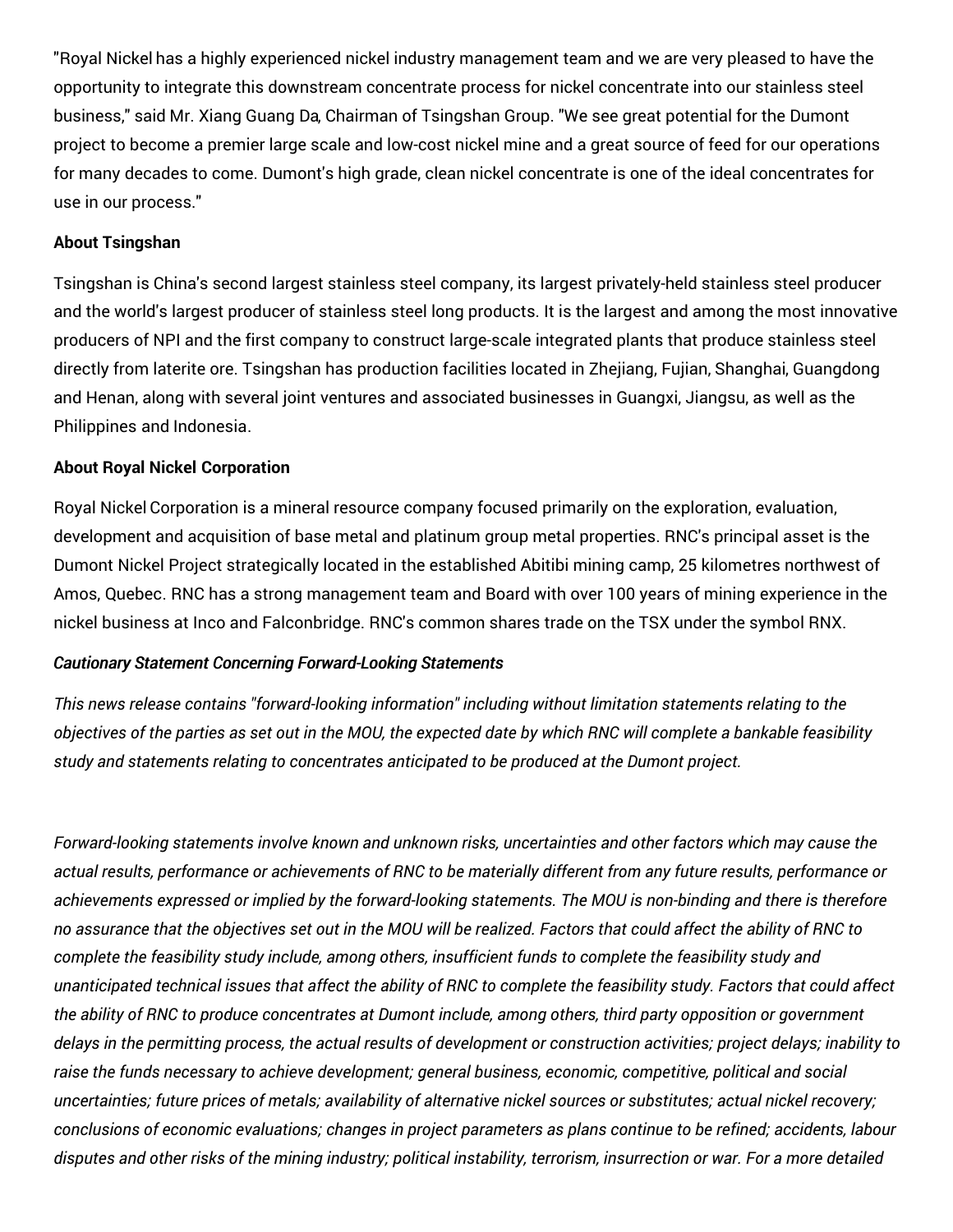"Royal Nickel has a highly experienced nickel industry management team and we are very pleased to have the opportunity to integrate this downstream concentrate process for nickel concentrate into our stainless steel business," said Mr. Xiang Guang Da, Chairman of Tsingshan Group. "We see great potential for the Dumont project to become a premier large scale and low-cost nickel mine and a great source of feed for our operations for many decades to come. Dumont's high grade, clean nickel concentrate is one of the ideal concentrates for use in our process."

**About Tsingshan**

Tsingshan is China's second largest stainless steel company, its largest privately-held stainless steel producer and the world's largest producer of stainless steel long products. It is the largest and among the most innovative producers of NPI and the first company to construct large-scale integrated plants that produce stainless steel directly from laterite ore. Tsingshan has production facilities located in Zhejiang, Fujian, Shanghai, Guangdong and Henan, along with several joint ventures and associated businesses in Guangxi, Jiangsu, as well as the Philippines and Indonesia.

**About Royal Nickel Corporation**

Royal Nickel Corporation is a mineral resource company focused primarily on the exploration, evaluation, development and acquisition of base metal and platinum group metal properties. RNC's principal asset is the Dumont Nickel Project strategically located in the established Abitibi mining camp, 25 kilometres northwest of Amos, Quebec. RNC has a strong management team and Board with over 100 years of mining experience in the nickel business at Inco and Falconbridge. RNC's common shares trade on the TSX under the symbol RNX.

***Cautionary Statement Concerning Forward-Looking Statements***

*This news release contains "forward-looking information" including without limitation statements relating to the objectives of the parties as set out in the MOU, the expected date by which RNC will complete a bankable feasibility study and statements relating to concentrates anticipated to be produced at the Dumont project.*

*Forward-looking statements involve known and unknown risks, uncertainties and other factors which may cause the actual results, performance or achievements of RNC to be materially different from any future results, performance or achievements expressed or implied by the forward-looking statements. The MOU is non-binding and there is therefore no assurance that the objectives set out in the MOU will be realized. Factors that could affect the ability of RNC to complete the feasibility study include, among others, insufficient funds to complete the feasibility study and unanticipated technical issues that affect the ability of RNC to complete the feasibility study. Factors that could affect the ability of RNC to produce concentrates at Dumont include, among others, third party opposition or government delays in the permitting process, the actual results of development or construction activities; project delays; inability to raise the funds necessary to achieve development; general business, economic, competitive, political and social uncertainties; future prices of metals; availability of alternative nickel sources or substitutes; actual nickel recovery; conclusions of economic evaluations; changes in project parameters as plans continue to be refined; accidents, labour disputes and other risks of the mining industry; political instability, terrorism, insurrection or war. For a more detailed*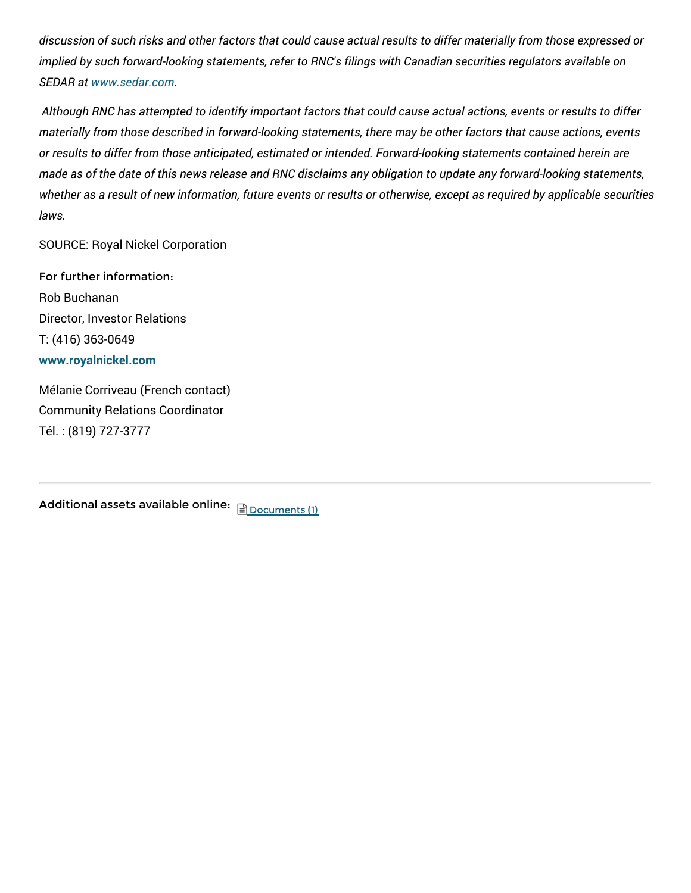*discussion of such risks and other factors that could cause actual results to differ materially from those expressed or implied by such forward-looking statements, refer to RNC's filings with Canadian securities regulators available on SEDAR at [www.sedar.com](http://www.sedar.com).*

*Although RNC has attempted to identify important factors that could cause actual actions, events or results to differ materially from those described in forward-looking statements, there may be other factors that cause actions, events or results to differ from those anticipated, estimated or intended. Forward-looking statements contained herein are made as of the date of this news release and RNC disclaims any obligation to update any forward-looking statements, whether as a result of new information, future events or results or otherwise, except as required by applicable securities laws.*

SOURCE: Royal Nickel Corporation

For further information:
Rob Buchanan
Director, Investor Relations
T: (416) 363-0649
**[www.royalnickel.com](http://www.royalnickel.com)**

Mélanie Corriveau (French contact)
Community Relations Coordinator
Tél. : (819) 727-3777

---

Additional assets available online: Documents (1)